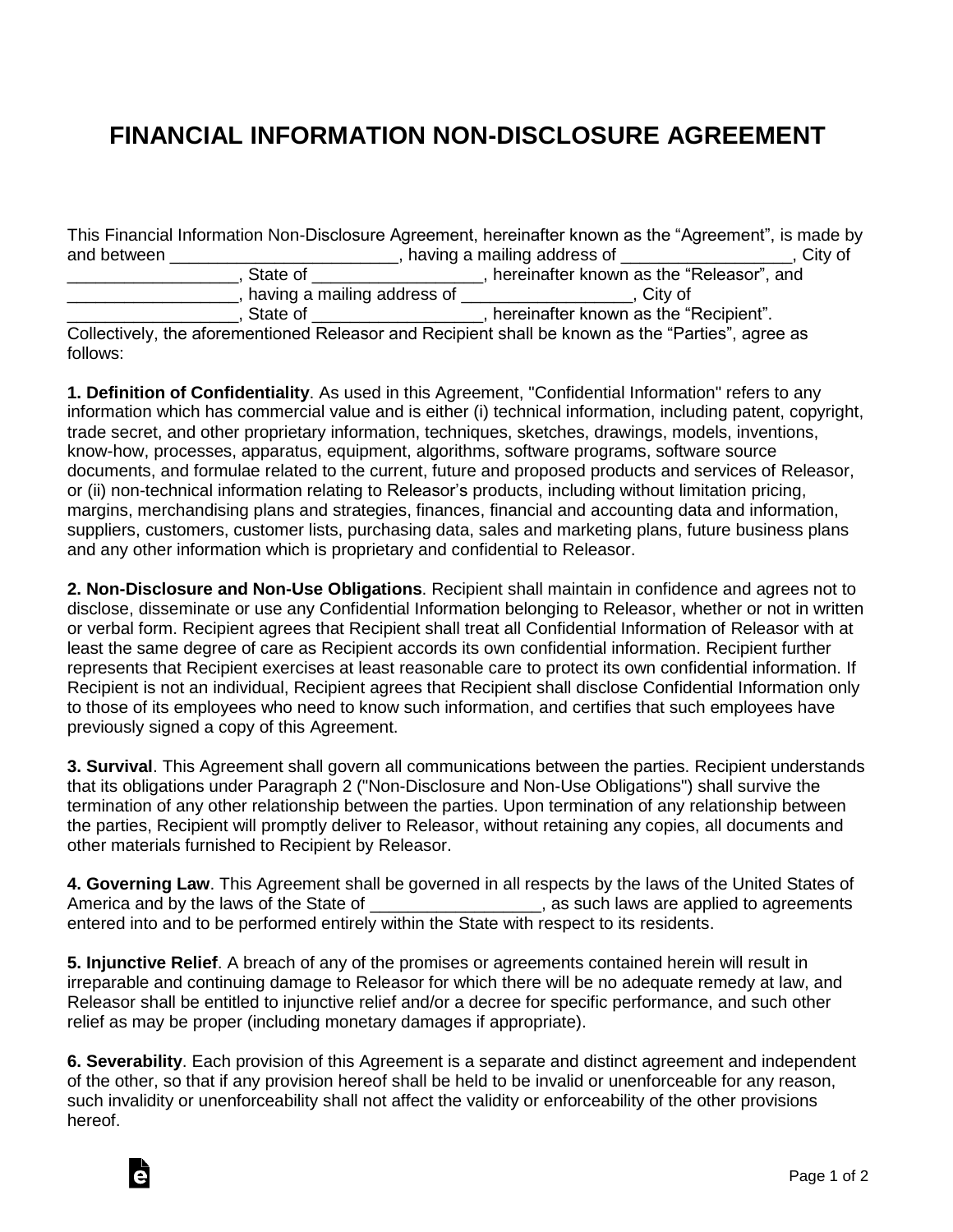# FINANCIAL INFORMATION NON-DISCLOSURE AGREEMENT

This Financial Information Non-Disclosure Agreement, hereinafter known as the "Agreement", is made by and between ________________________, having a mailing address of _________________, City of _________________, State of _________________, hereinafter known as the "Releasor", and _________________, having a mailing address of _________________, City of _________________, State of _________________, hereinafter known as the "Recipient". Collectively, the aforementioned Releasor and Recipient shall be known as the "Parties", agree as follows:

**1. Definition of Confidentiality**. As used in this Agreement, "Confidential Information" refers to any information which has commercial value and is either (i) technical information, including patent, copyright, trade secret, and other proprietary information, techniques, sketches, drawings, models, inventions, know-how, processes, apparatus, equipment, algorithms, software programs, software source documents, and formulae related to the current, future and proposed products and services of Releasor, or (ii) non-technical information relating to Releasor's products, including without limitation pricing, margins, merchandising plans and strategies, finances, financial and accounting data and information, suppliers, customers, customer lists, purchasing data, sales and marketing plans, future business plans and any other information which is proprietary and confidential to Releasor.

**2. Non-Disclosure and Non-Use Obligations**. Recipient shall maintain in confidence and agrees not to disclose, disseminate or use any Confidential Information belonging to Releasor, whether or not in written or verbal form. Recipient agrees that Recipient shall treat all Confidential Information of Releasor with at least the same degree of care as Recipient accords its own confidential information. Recipient further represents that Recipient exercises at least reasonable care to protect its own confidential information. If Recipient is not an individual, Recipient agrees that Recipient shall disclose Confidential Information only to those of its employees who need to know such information, and certifies that such employees have previously signed a copy of this Agreement.

**3. Survival**. This Agreement shall govern all communications between the parties. Recipient understands that its obligations under Paragraph 2 ("Non-Disclosure and Non-Use Obligations") shall survive the termination of any other relationship between the parties. Upon termination of any relationship between the parties, Recipient will promptly deliver to Releasor, without retaining any copies, all documents and other materials furnished to Recipient by Releasor.

**4. Governing Law**. This Agreement shall be governed in all respects by the laws of the United States of America and by the laws of the State of _________________, as such laws are applied to agreements entered into and to be performed entirely within the State with respect to its residents.

**5. Injunctive Relief**. A breach of any of the promises or agreements contained herein will result in irreparable and continuing damage to Releasor for which there will be no adequate remedy at law, and Releasor shall be entitled to injunctive relief and/or a decree for specific performance, and such other relief as may be proper (including monetary damages if appropriate).

**6. Severability**. Each provision of this Agreement is a separate and distinct agreement and independent of the other, so that if any provision hereof shall be held to be invalid or unenforceable for any reason, such invalidity or unenforceability shall not affect the validity or enforceability of the other provisions hereof.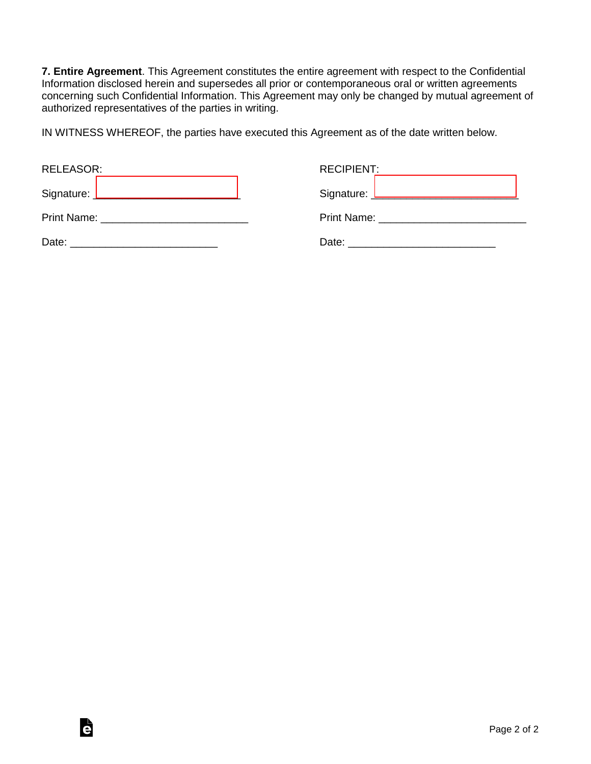**7. Entire Agreement**. This Agreement constitutes the entire agreement with respect to the Confidential Information disclosed herein and supersedes all prior or contemporaneous oral or written agreements concerning such Confidential Information. This Agreement may only be changed by mutual agreement of authorized representatives of the parties in writing.

IN WITNESS WHEREOF, the parties have executed this Agreement as of the date written below.

RELEASOR:

Signature: _________________________

Print Name: _________________________

Date: _________________________

RECIPIENT:

Signature: _________________________

Print Name: _________________________

Date: _________________________